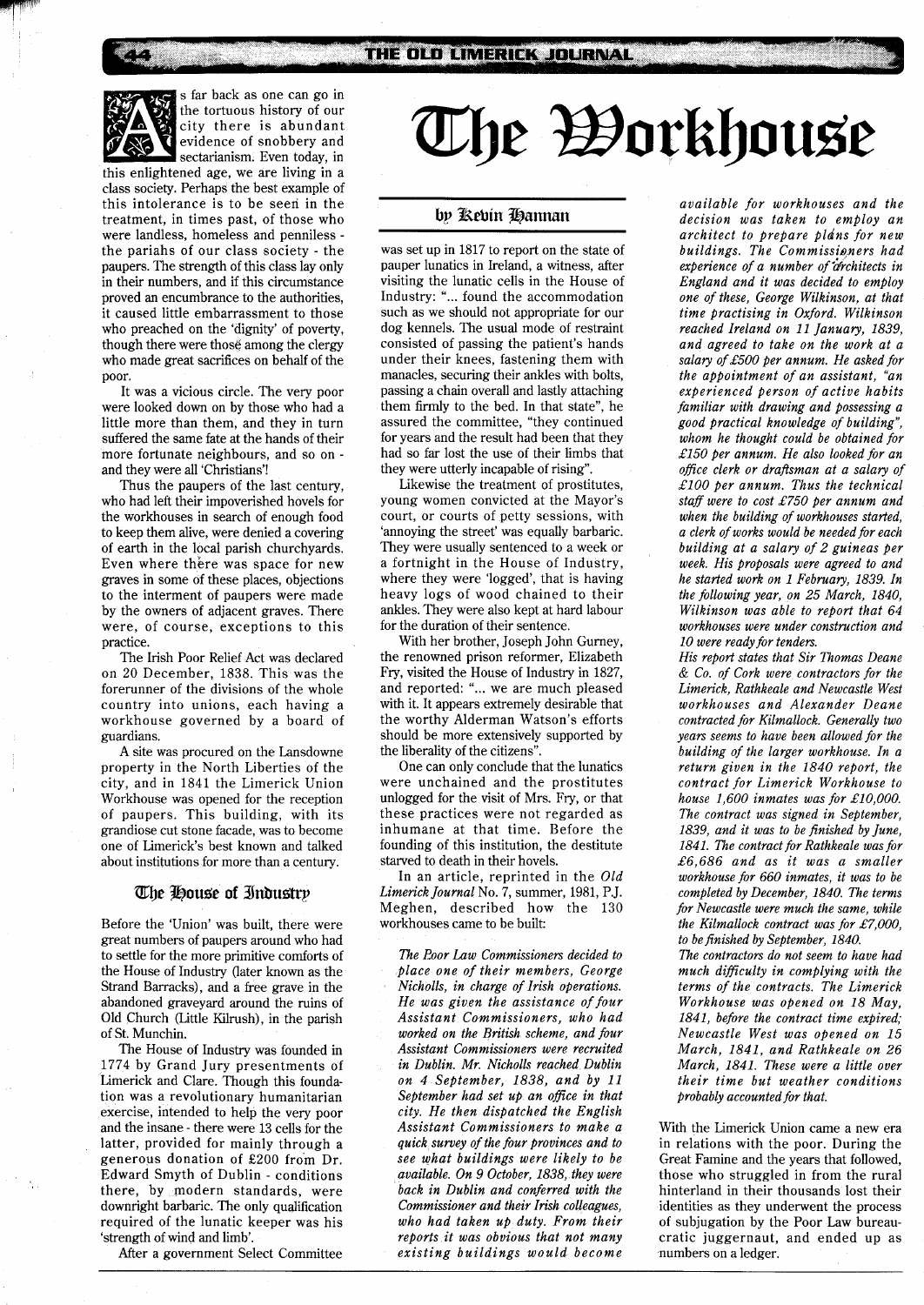# The Workhouse

### by Kevin Hannan

As far back as one can go in the tortuous history of our city there is abundant evidence of snobbery and sectarianism. Even today, in this enlightened age, we are living in a class society. Perhaps the best example of this intolerance is to be seen in the treatment, in times past, of those who were landless, homeless and penniless - the pariahs of our class society - the paupers. The strength of this class lay only in their numbers, and if this circumstance proved an encumbrance to the authorities, it caused little embarrassment to those who preached on the 'dignity' of poverty, though there were those among the clergy who made great sacrifices on behalf of the poor.

It was a vicious circle. The very poor were looked down on by those who had a little more than them, and they in turn suffered the same fate at the hands of their more fortunate neighbours, and so on - and they were all 'Christians'!

Thus the paupers of the last century, who had left their impoverished hovels for the workhouses in search of enough food to keep them alive, were denied a covering of earth in the local parish churchyards. Even where there was space for new graves in some of these places, objections to the interment of paupers were made by the owners of adjacent graves. There were, of course, exceptions to this practice.

The Irish Poor Relief Act was declared on 20 December, 1838. This was the forerunner of the divisions of the whole country into unions, each having a workhouse governed by a board of guardians.

A site was procured on the Lansdowne property in the North Liberties of the city, and in 1841 the Limerick Union Workhouse was opened for the reception of paupers. This building, with its grandiose cut stone facade, was to become one of Limerick's best known and talked about institutions for more than a century.

## The House of Industry

Before the 'Union' was built, there were great numbers of paupers around who had to settle for the more primitive comforts of the House of Industry (later known as the Strand Barracks), and a free grave in the abandoned graveyard around the ruins of Old Church (Little Kilrush), in the parish of St. Munchin.

The House of Industry was founded in 1774 by Grand Jury presentments of Limerick and Clare. Though this foundation was a revolutionary humanitarian exercise, intended to help the very poor and the insane - there were 13 cells for the latter, provided for mainly through a generous donation of £200 from Dr. Edward Smyth of Dublin - conditions there, by modern standards, were downright barbaric. The only qualification required of the lunatic keeper was his 'strength of wind and limb'.

After a government Select Committee was set up in 1817 to report on the state of pauper lunatics in Ireland, a witness, after visiting the lunatic cells in the House of Industry: "... found the accommodation such as we should not appropriate for our dog kennels. The usual mode of restraint consisted of passing the patient's hands under their knees, fastening them with manacles, securing their ankles with bolts, passing a chain overall and lastly attaching them firmly to the bed. In that state", he assured the committee, "they continued for years and the result had been that they had so far lost the use of their limbs that they were utterly incapable of rising".

Likewise the treatment of prostitutes, young women convicted at the Mayor's court, or courts of petty sessions, with 'annoying the street' was equally barbaric. They were usually sentenced to a week or a fortnight in the House of Industry, where they were 'logged', that is having heavy logs of wood chained to their ankles. They were also kept at hard labour for the duration of their sentence.

With her brother, Joseph John Gurney, the renowned prison reformer, Elizabeth Fry, visited the House of Industry in 1827, and reported: "... we are much pleased with it. It appears extremely desirable that the worthy Alderman Watson's efforts should be more extensively supported by the liberality of the citizens".

One can only conclude that the lunatics were unchained and the prostitutes unlogged for the visit of Mrs. Fry, or that these practices were not regarded as inhumane at that time. Before the founding of this institution, the destitute starved to death in their hovels.

In an article, reprinted in the *Old Limerick Journal* No. 7, summer, 1981, P.J. Meghen, described how the 130 workhouses came to be built:

> *The Poor Law Commissioners decided to place one of their members, George Nicholls, in charge of Irish operations. He was given the assistance of four Assistant Commissioners, who had worked on the British scheme, and four Assistant Commissioners were recruited in Dublin. Mr. Nicholls reached Dublin on 4 September, 1838, and by 11 September had set up an office in that city. He then dispatched the English Assistant Commissioners to make a quick survey of the four provinces and to see what buildings were likely to be available. On 9 October, 1838, they were back in Dublin and conferred with the Commissioner and their Irish colleagues, who had taken up duty. From their reports it was obvious that not many existing buildings would become available for workhouses and the decision was taken to employ an architect to prepare plans for new buildings. The Commissioners had experience of a number of architects in England and it was decided to employ one of these, George Wilkinson, at that time practising in Oxford. Wilkinson reached Ireland on 11 January, 1839, and agreed to take on the work at a salary of £500 per annum. He asked for the appointment of an assistant, "an experienced person of active habits familiar with drawing and possessing a good practical knowledge of building", whom he thought could be obtained for £150 per annum. He also looked for an office clerk or draftsman at a salary of £100 per annum. Thus the technical staff were to cost £750 per annum and when the building of workhouses started, a clerk of works would be needed for each building at a salary of 2 guineas per week. His proposals were agreed to and he started work on 1 February, 1839. In the following year, on 25 March, 1840, Wilkinson was able to report that 64 workhouses were under construction and 10 were ready for tenders.*
>
> *His report states that Sir Thomas Deane & Co. of Cork were contractors for the Limerick, Rathkeale and Newcastle West workhouses and Alexander Deane contracted for Kilmallock. Generally two years seems to have been allowed for the building of the larger workhouse. In a return given in the 1840 report, the contract for Limerick Workhouse to house 1,600 inmates was for £10,000. The contract was signed in September, 1839, and it was to be finished by June, 1841. The contract for Rathkeale was for £6,686 and as it was a smaller workhouse for 660 inmates, it was to be completed by December, 1840. The terms for Newcastle were much the same, while the Kilmallock contract was for £7,000, to be finished by September, 1840.*
>
> *The contractors do not seem to have had much difficulty in complying with the terms of the contracts. The Limerick Workhouse was opened on 18 May, 1841, before the contract time expired; Newcastle West was opened on 15 March, 1841, and Rathkeale on 26 March, 1841. These were a little over their time but weather conditions probably accounted for that.*

With the Limerick Union came a new era in relations with the poor. During the Great Famine and the years that followed, those who struggled in from the rural hinterland in their thousands lost their identities as they underwent the process of subjugation by the Poor Law bureaucratic juggernaut, and ended up as numbers on a ledger.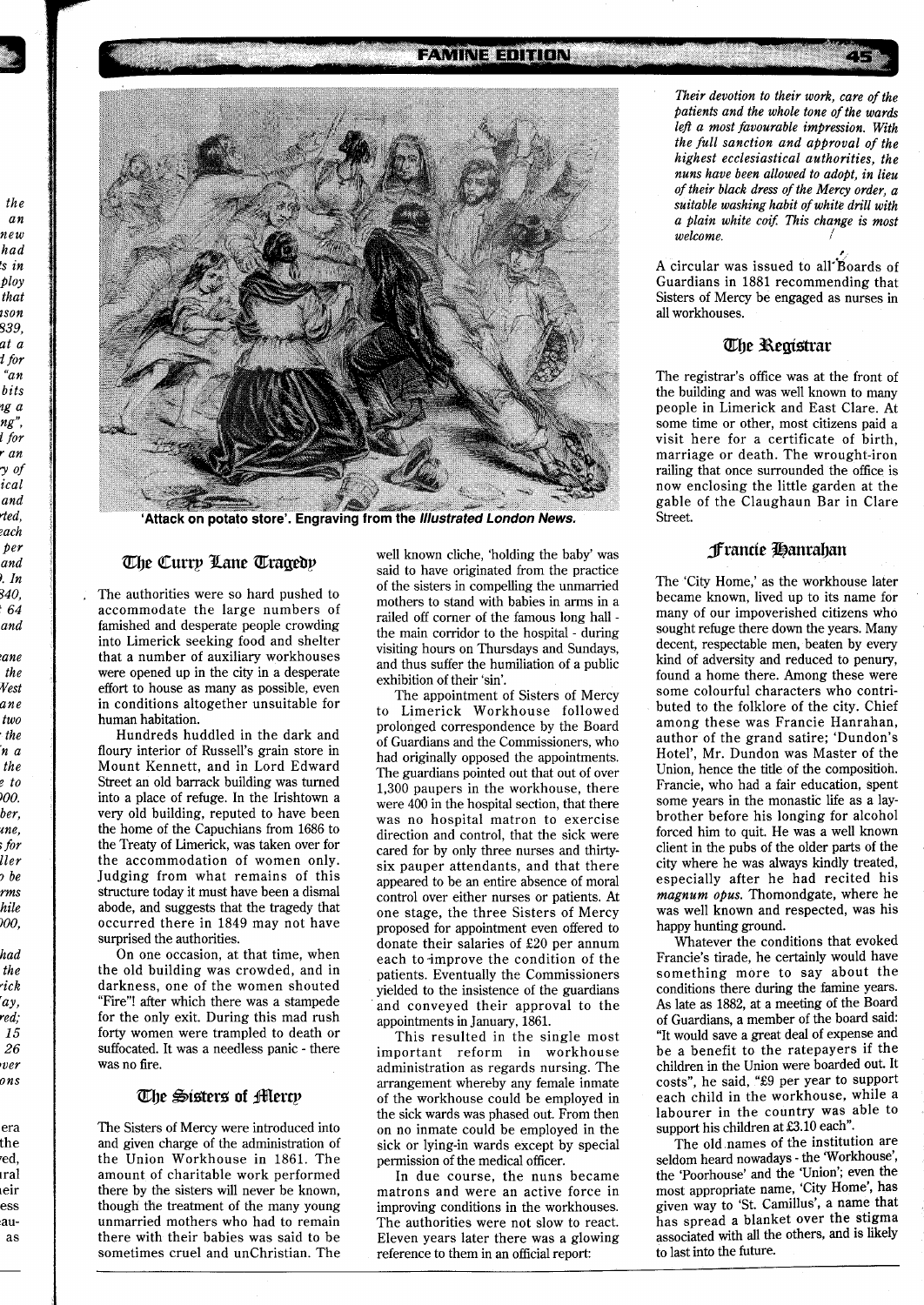'Attack on potato store'. Engraving from the *Illustrated London News.*

## The Curry Lane Tragedy

The authorities were so hard pushed to accommodate the large numbers of famished and desperate people crowding into Limerick seeking food and shelter that a number of auxiliary workhouses were opened up in the city in a desperate effort to house as many as possible, even in conditions altogether unsuitable for human habitation.

Hundreds huddled in the dark and floury interior of Russell's grain store in Mount Kennett, and in Lord Edward Street an old barrack building was turned into a place of refuge. In the Irishtown a very old building, reputed to have been the home of the Capuchians from 1686 to the Treaty of Limerick, was taken over for the accommodation of women only. Judging from what remains of this structure today it must have been a dismal abode, and suggests that the tragedy that occurred there in 1849 may not have surprised the authorities.

On one occasion, at that time, when the old building was crowded, and in darkness, one of the women shouted "Fire"! after which there was a stampede for the only exit. During this mad rush forty women were trampled to death or suffocated. It was a needless panic - there was no fire.

## The Sisters of Mercy

The Sisters of Mercy were introduced into and given charge of the administration of the Union Workhouse in 1861. The amount of charitable work performed there by the sisters will never be known, though the treatment of the many young unmarried mothers who had to remain there with their babies was said to be sometimes cruel and unChristian. The well known cliche, 'holding the baby' was said to have originated from the practice of the sisters in compelling the unmarried mothers to stand with babies in arms in a railed off corner of the famous long hall - the main corridor to the hospital - during visiting hours on Thursdays and Sundays, and thus suffer the humiliation of a public exhibition of their 'sin'.

The appointment of Sisters of Mercy to Limerick Workhouse followed prolonged correspondence by the Board of Guardians and the Commissioners, who had originally opposed the appointments. The guardians pointed out that out of over 1,300 paupers in the workhouse, there were 400 in the hospital section, that there was no hospital matron to exercise direction and control, that the sick were cared for by only three nurses and thirty-six pauper attendants, and that there appeared to be an entire absence of moral control over either nurses or patients. At one stage, the three Sisters of Mercy proposed for appointment even offered to donate their salaries of £20 per annum each to improve the condition of the patients. Eventually the Commissioners yielded to the insistence of the guardians and conveyed their approval to the appointments in January, 1861.

This resulted in the single most important reform in workhouse administration as regards nursing. The arrangement whereby any female inmate of the workhouse could be employed in the sick wards was phased out. From then on no inmate could be employed in the sick or lying-in wards except by special permission of the medical officer.

In due course, the nuns became matrons and were an active force in improving conditions in the workhouses. The authorities were not slow to react. Eleven years later there was a glowing reference to them in an official report:

*Their devotion to their work, care of the patients and the whole tone of the wards left a most favourable impression. With the full sanction and approval of the highest ecclesiastical authorities, the nuns have been allowed to adopt, in lieu of their black dress of the Mercy order, a suitable washing habit of white drill with a plain white coif. This change is most welcome.*

A circular was issued to all Boards of Guardians in 1881 recommending that Sisters of Mercy be engaged as nurses in all workhouses.

## The Registrar

The registrar's office was at the front of the building and was well known to many people in Limerick and East Clare. At some time or other, most citizens paid a visit here for a certificate of birth, marriage or death. The wrought-iron railing that once surrounded the office is now enclosing the little garden at the gable of the Claughaun Bar in Clare Street.

## Francie Hanrahan

The 'City Home,' as the workhouse later became known, lived up to its name for many of our impoverished citizens who sought refuge there down the years. Many decent, respectable men, beaten by every kind of adversity and reduced to penury, found a home there. Among these were some colourful characters who contributed to the folklore of the city. Chief among these was Francie Hanrahan, author of the grand satire; 'Dundon's Hotel', Mr. Dundon was Master of the Union, hence the title of the composition. Francie, who had a fair education, spent some years in the monastic life as a lay-brother before his longing for alcohol forced him to quit. He was a well known client in the pubs of the older parts of the city where he was always kindly treated, especially after he had recited his ***magnum opus***. Thomondgate, where he was well known and respected, was his happy hunting ground.

Whatever the conditions that evoked Francie's tirade, he certainly would have something more to say about the conditions there during the famine years. As late as 1882, at a meeting of the Board of Guardians, a member of the board said: "It would save a great deal of expense and be a benefit to the ratepayers if the children in the Union were boarded out. It costs", he said, "£9 per year to support each child in the workhouse, while a labourer in the country was able to support his children at £3.10 each".

The old names of the institution are seldom heard nowadays - the 'Workhouse', the 'Poorhouse' and the 'Union'; even the most appropriate name, 'City Home', has given way to 'St. Camillus', a name that has spread a blanket over the stigma associated with all the others, and is likely to last into the future.